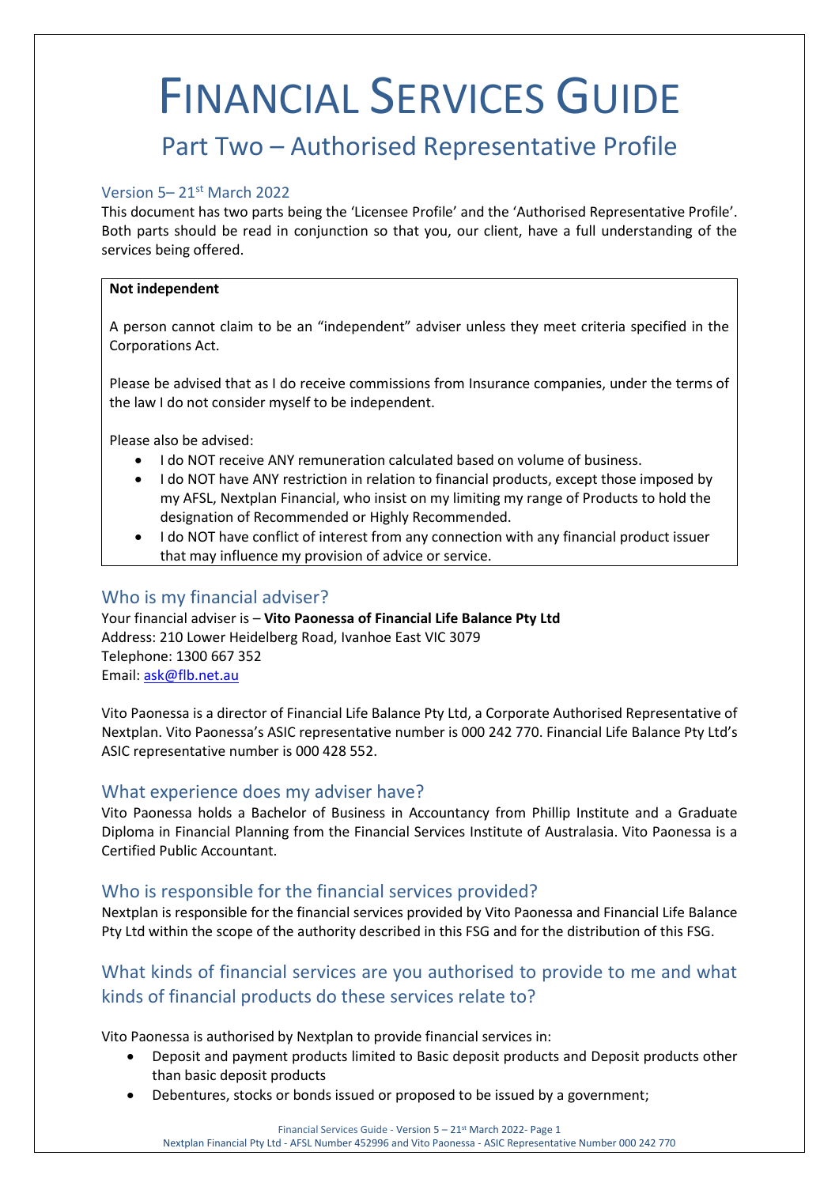# FINANCIAL SERVICES GUIDE

## Part Two – Authorised Representative Profile

### Version 5– 21st March 2022

This document has two parts being the 'Licensee Profile' and the 'Authorised Representative Profile'. Both parts should be read in conjunction so that you, our client, have a full understanding of the services being offered.

> **Not independent**
>
> A person cannot claim to be an "independent" adviser unless they meet criteria specified in the Corporations Act.
>
> Please be advised that as I do receive commissions from Insurance companies, under the terms of the law I do not consider myself to be independent.
>
> Please also be advised:
>
> - I do NOT receive ANY remuneration calculated based on volume of business.
> - I do NOT have ANY restriction in relation to financial products, except those imposed by my AFSL, Nextplan Financial, who insist on my limiting my range of Products to hold the designation of Recommended or Highly Recommended.
> - I do NOT have conflict of interest from any connection with any financial product issuer that may influence my provision of advice or service.

### Who is my financial adviser?

Your financial adviser is – **Vito Paonessa of Financial Life Balance Pty Ltd**
Address: 210 Lower Heidelberg Road, Ivanhoe East VIC 3079
Telephone: 1300 667 352
Email: ask@flb.net.au

Vito Paonessa is a director of Financial Life Balance Pty Ltd, a Corporate Authorised Representative of Nextplan. Vito Paonessa's ASIC representative number is 000 242 770. Financial Life Balance Pty Ltd's ASIC representative number is 000 428 552.

### What experience does my adviser have?

Vito Paonessa holds a Bachelor of Business in Accountancy from Phillip Institute and a Graduate Diploma in Financial Planning from the Financial Services Institute of Australasia. Vito Paonessa is a Certified Public Accountant.

### Who is responsible for the financial services provided?

Nextplan is responsible for the financial services provided by Vito Paonessa and Financial Life Balance Pty Ltd within the scope of the authority described in this FSG and for the distribution of this FSG.

### What kinds of financial services are you authorised to provide to me and what kinds of financial products do these services relate to?

Vito Paonessa is authorised by Nextplan to provide financial services in:

- Deposit and payment products limited to Basic deposit products and Deposit products other than basic deposit products
- Debentures, stocks or bonds issued or proposed to be issued by a government;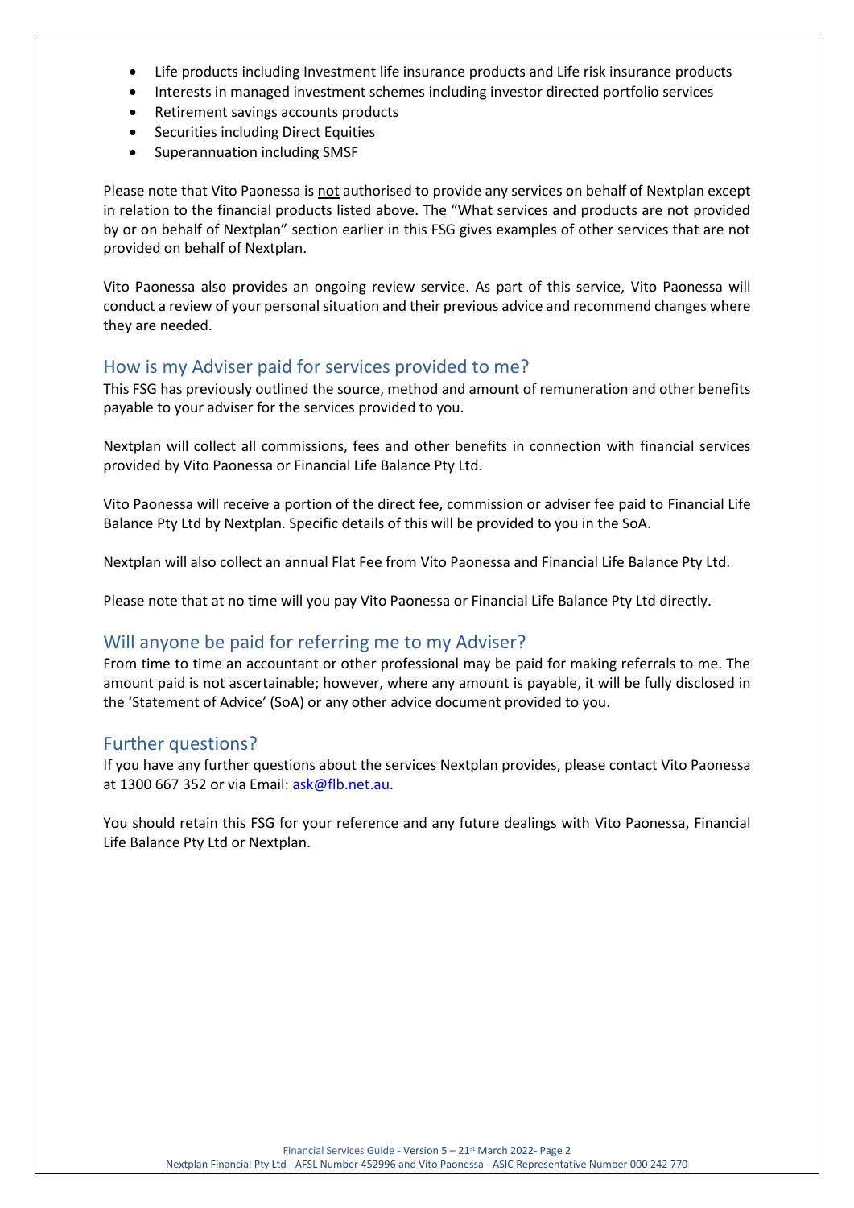- Life products including Investment life insurance products and Life risk insurance products
- Interests in managed investment schemes including investor directed portfolio services
- Retirement savings accounts products
- Securities including Direct Equities
- Superannuation including SMSF

Please note that Vito Paonessa is <u>not</u> authorised to provide any services on behalf of Nextplan except in relation to the financial products listed above. The "What services and products are not provided by or on behalf of Nextplan" section earlier in this FSG gives examples of other services that are not provided on behalf of Nextplan.

Vito Paonessa also provides an ongoing review service. As part of this service, Vito Paonessa will conduct a review of your personal situation and their previous advice and recommend changes where they are needed.

## How is my Adviser paid for services provided to me?

This FSG has previously outlined the source, method and amount of remuneration and other benefits payable to your adviser for the services provided to you.

Nextplan will collect all commissions, fees and other benefits in connection with financial services provided by Vito Paonessa or Financial Life Balance Pty Ltd.

Vito Paonessa will receive a portion of the direct fee, commission or adviser fee paid to Financial Life Balance Pty Ltd by Nextplan. Specific details of this will be provided to you in the SoA.

Nextplan will also collect an annual Flat Fee from Vito Paonessa and Financial Life Balance Pty Ltd.

Please note that at no time will you pay Vito Paonessa or Financial Life Balance Pty Ltd directly.

## Will anyone be paid for referring me to my Adviser?

From time to time an accountant or other professional may be paid for making referrals to me. The amount paid is not ascertainable; however, where any amount is payable, it will be fully disclosed in the 'Statement of Advice' (SoA) or any other advice document provided to you.

## Further questions?

If you have any further questions about the services Nextplan provides, please contact Vito Paonessa at 1300 667 352 or via Email: ask@flb.net.au.

You should retain this FSG for your reference and any future dealings with Vito Paonessa, Financial Life Balance Pty Ltd or Nextplan.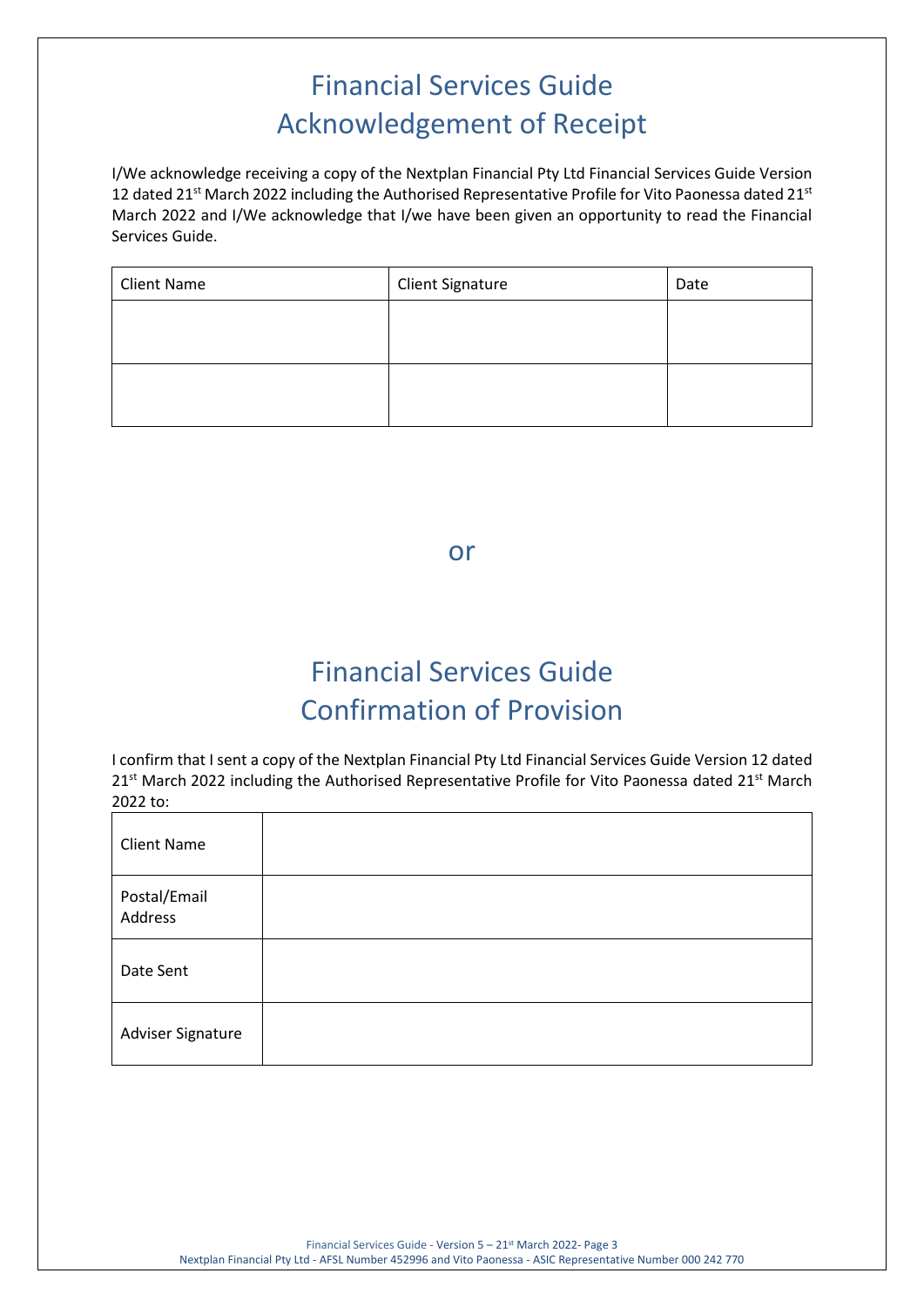# Financial Services Guide
# Acknowledgement of Receipt

I/We acknowledge receiving a copy of the Nextplan Financial Pty Ltd Financial Services Guide Version 12 dated 21st March 2022 including the Authorised Representative Profile for Vito Paonessa dated 21st March 2022 and I/We acknowledge that I/we have been given an opportunity to read the Financial Services Guide.

| Client Name | Client Signature | Date |
| --- | --- | --- |
| | | |
| | | |

or

# Financial Services Guide
# Confirmation of Provision

I confirm that I sent a copy of the Nextplan Financial Pty Ltd Financial Services Guide Version 12 dated 21st March 2022 including the Authorised Representative Profile for Vito Paonessa dated 21st March 2022 to:

| | |
| --- | --- |
| Client Name | |
| Postal/Email Address | |
| Date Sent | |
| Adviser Signature | |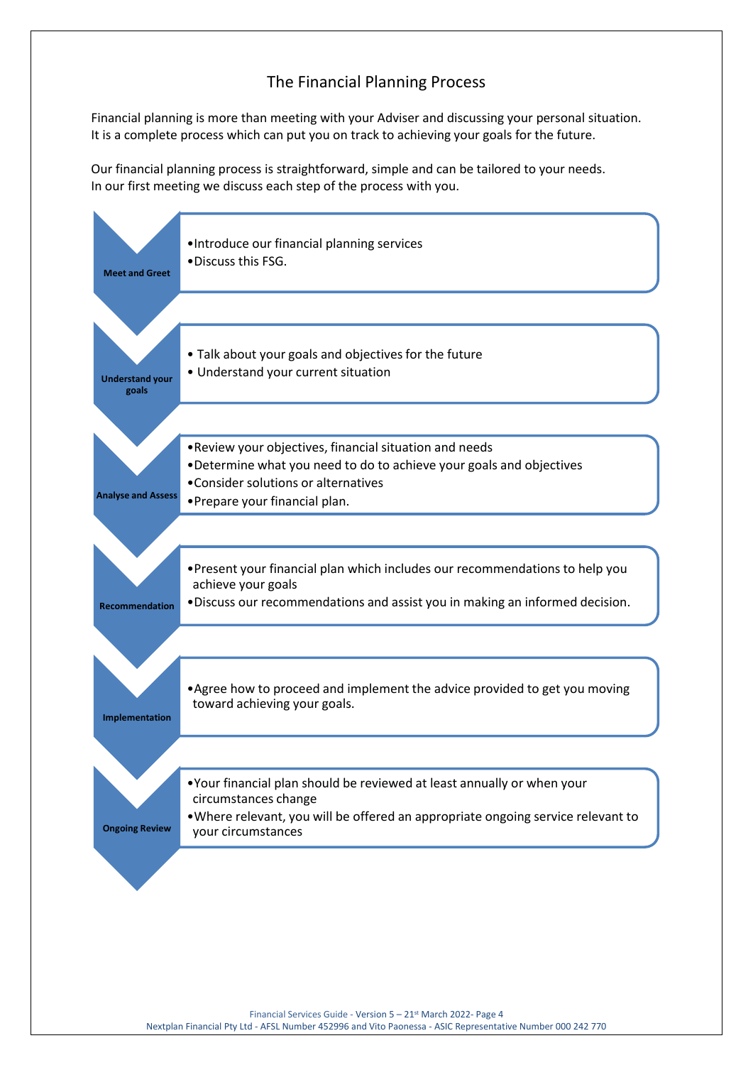# The Financial Planning Process

Financial planning is more than meeting with your Adviser and discussing your personal situation. It is a complete process which can put you on track to achieving your goals for the future.

Our financial planning process is straightforward, simple and can be tailored to your needs. In our first meeting we discuss each step of the process with you.

**Meet and Greet**

- Introduce our financial planning services
- Discuss this FSG.

**Understand your goals**

- Talk about your goals and objectives for the future
- Understand your current situation

**Analyse and Assess**

- Review your objectives, financial situation and needs
- Determine what you need to do to achieve your goals and objectives
- Consider solutions or alternatives
- Prepare your financial plan.

**Recommendation**

- Present your financial plan which includes our recommendations to help you achieve your goals
- Discuss our recommendations and assist you in making an informed decision.

**Implementation**

- Agree how to proceed and implement the advice provided to get you moving toward achieving your goals.

**Ongoing Review**

- Your financial plan should be reviewed at least annually or when your circumstances change
- Where relevant, you will be offered an appropriate ongoing service relevant to your circumstances